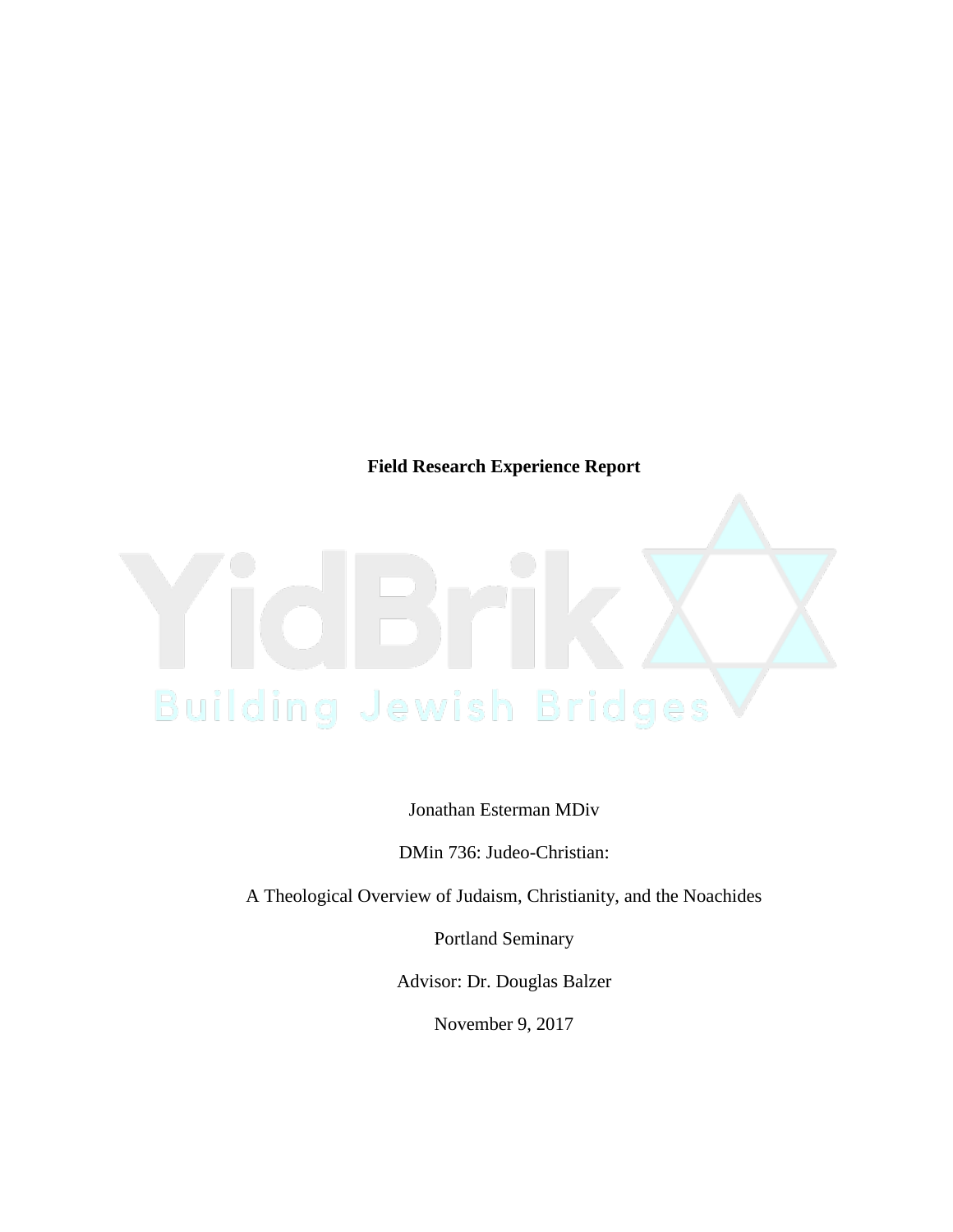**Field Research Experience Report**

YidBrik

Building Jewish Bridges

Jonathan Esterman MDiv

DMin 736: Judeo-Christian:

A Theological Overview of Judaism, Christianity, and the Noachides

Portland Seminary

Advisor: Dr. Douglas Balzer

November 9, 2017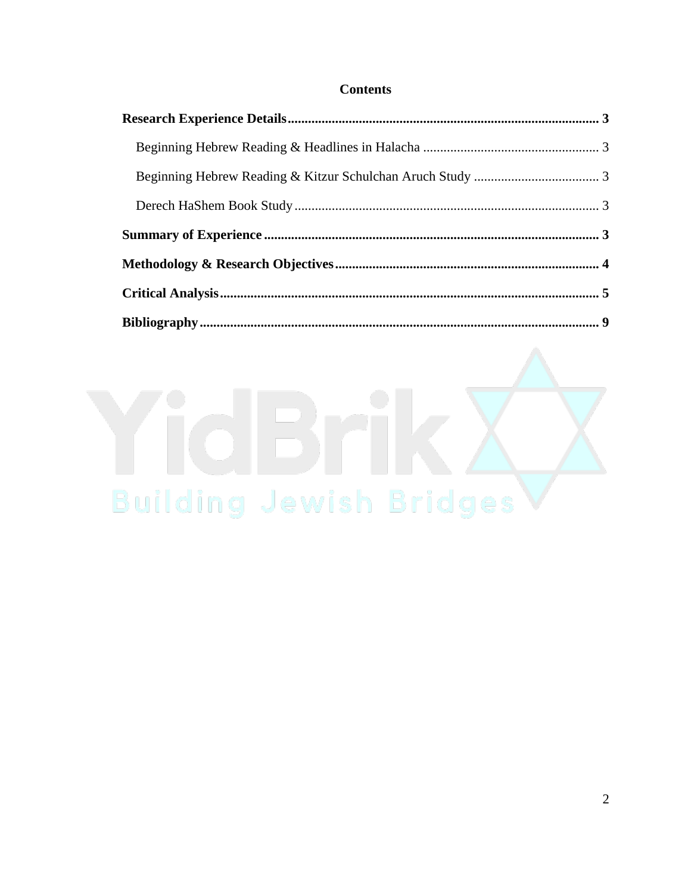# Contents

**Research Experience Details** ..... **3**

Beginning Hebrew Reading & Headlines in Halacha ..... 3

Beginning Hebrew Reading & Kitzur Schulchan Aruch Study ..... 3

Derech HaShem Book Study ..... 3

**Summary of Experience** ..... **3**

**Methodology & Research Objectives** ..... **4**

**Critical Analysis** ..... **5**

**Bibliography** ..... **9**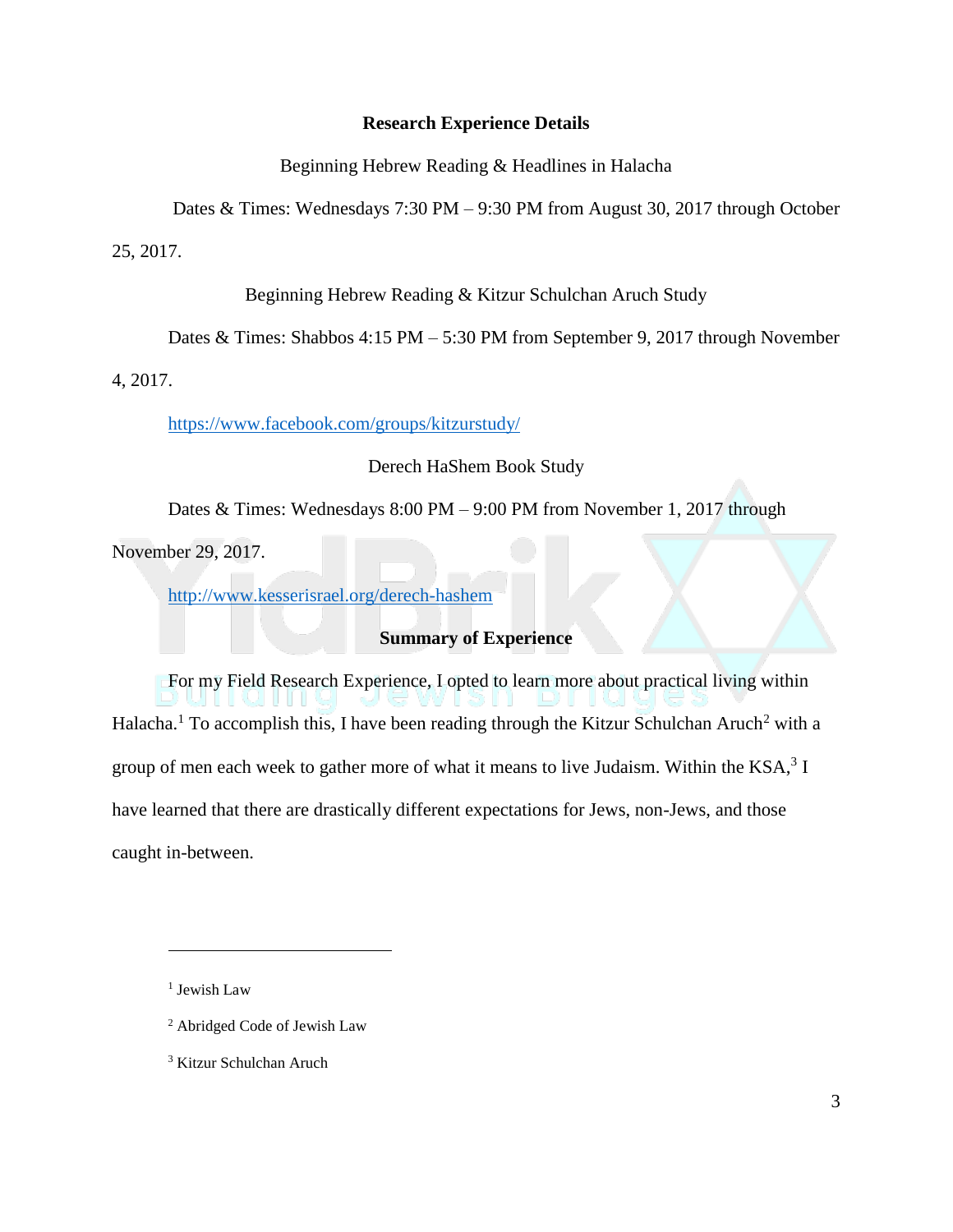**Research Experience Details**

Beginning Hebrew Reading & Headlines in Halacha

Dates & Times: Wednesdays 7:30 PM – 9:30 PM from August 30, 2017 through October 25, 2017.

Beginning Hebrew Reading & Kitzur Schulchan Aruch Study

Dates & Times: Shabbos 4:15 PM – 5:30 PM from September 9, 2017 through November 4, 2017.

https://www.facebook.com/groups/kitzurstudy/

Derech HaShem Book Study

Dates & Times: Wednesdays 8:00 PM – 9:00 PM from November 1, 2017 through November 29, 2017.

http://www.kesserisrael.org/derech-hashem

**Summary of Experience**

For my Field Research Experience, I opted to learn more about practical living within Halacha.[1] To accomplish this, I have been reading through the Kitzur Schulchan Aruch[2] with a group of men each week to gather more of what it means to live Judaism. Within the KSA,[3] I have learned that there are drastically different expectations for Jews, non-Jews, and those caught in-between.

---

[1] Jewish Law

[2] Abridged Code of Jewish Law

[3] Kitzur Schulchan Aruch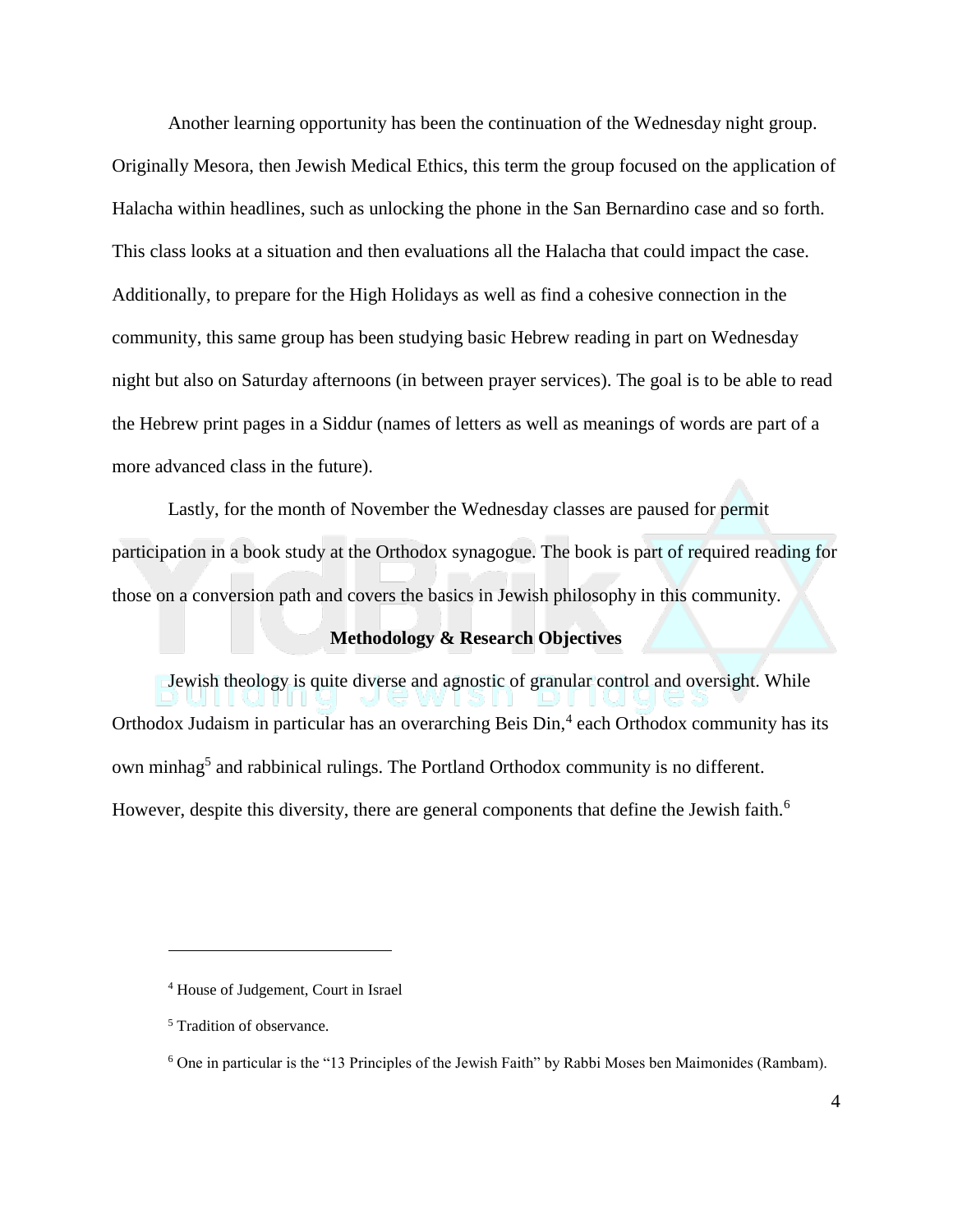Another learning opportunity has been the continuation of the Wednesday night group. Originally Mesora, then Jewish Medical Ethics, this term the group focused on the application of Halacha within headlines, such as unlocking the phone in the San Bernardino case and so forth. This class looks at a situation and then evaluations all the Halacha that could impact the case. Additionally, to prepare for the High Holidays as well as find a cohesive connection in the community, this same group has been studying basic Hebrew reading in part on Wednesday night but also on Saturday afternoons (in between prayer services). The goal is to be able to read the Hebrew print pages in a Siddur (names of letters as well as meanings of words are part of a more advanced class in the future).

Lastly, for the month of November the Wednesday classes are paused for permit participation in a book study at the Orthodox synagogue. The book is part of required reading for those on a conversion path and covers the basics in Jewish philosophy in this community.

### Methodology & Research Objectives

Jewish theology is quite diverse and agnostic of granular control and oversight. While Orthodox Judaism in particular has an overarching Beis Din,[4] each Orthodox community has its own minhag[5] and rabbinical rulings. The Portland Orthodox community is no different. However, despite this diversity, there are general components that define the Jewish faith.[6]

---

[4] House of Judgement, Court in Israel

[5] Tradition of observance.

[6] One in particular is the "13 Principles of the Jewish Faith" by Rabbi Moses ben Maimonides (Rambam).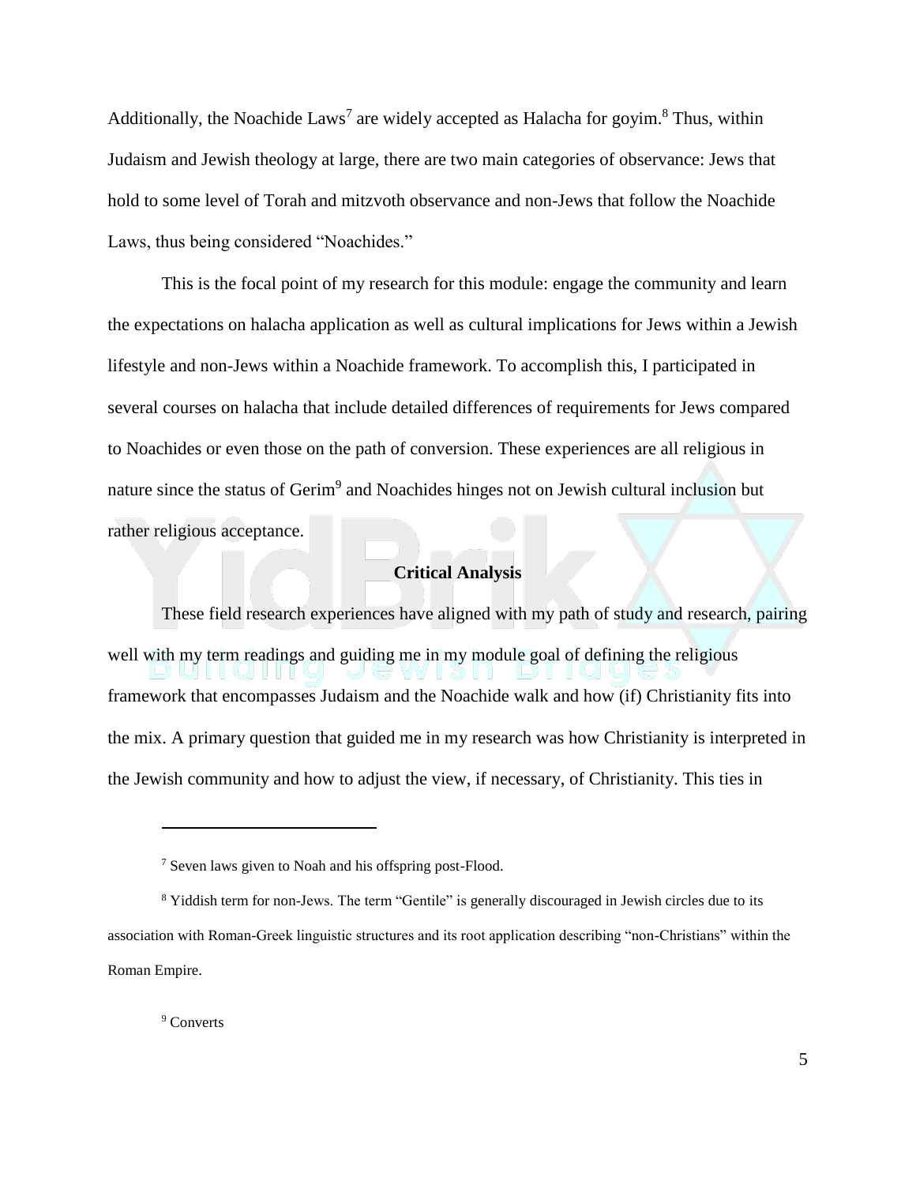Additionally, the Noachide Laws[7] are widely accepted as Halacha for goyim.[8] Thus, within Judaism and Jewish theology at large, there are two main categories of observance: Jews that hold to some level of Torah and mitzvoth observance and non-Jews that follow the Noachide Laws, thus being considered "Noachides."

This is the focal point of my research for this module: engage the community and learn the expectations on halacha application as well as cultural implications for Jews within a Jewish lifestyle and non-Jews within a Noachide framework. To accomplish this, I participated in several courses on halacha that include detailed differences of requirements for Jews compared to Noachides or even those on the path of conversion. These experiences are all religious in nature since the status of Gerim[9] and Noachides hinges not on Jewish cultural inclusion but rather religious acceptance.

**Critical Analysis**

These field research experiences have aligned with my path of study and research, pairing well with my term readings and guiding me in my module goal of defining the religious framework that encompasses Judaism and the Noachide walk and how (if) Christianity fits into the mix. A primary question that guided me in my research was how Christianity is interpreted in the Jewish community and how to adjust the view, if necessary, of Christianity. This ties in

---

[7] Seven laws given to Noah and his offspring post-Flood.

[8] Yiddish term for non-Jews. The term "Gentile" is generally discouraged in Jewish circles due to its association with Roman-Greek linguistic structures and its root application describing "non-Christians" within the Roman Empire.

[9] Converts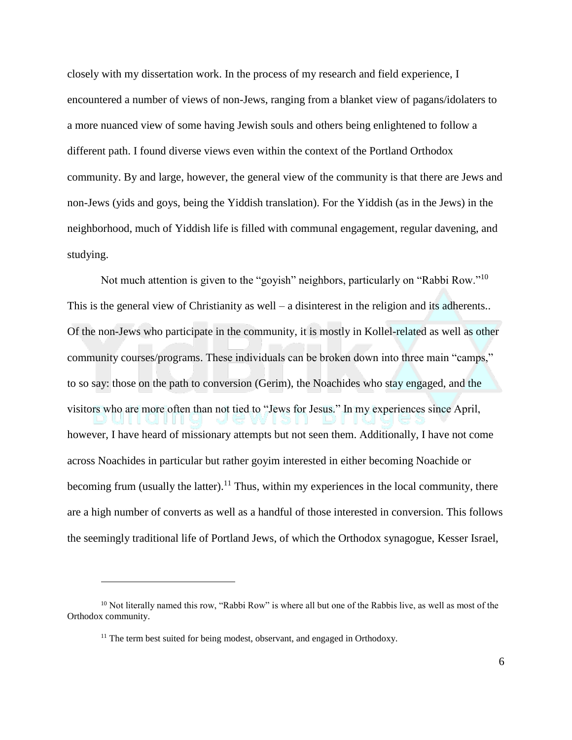closely with my dissertation work. In the process of my research and field experience, I encountered a number of views of non-Jews, ranging from a blanket view of pagans/idolaters to a more nuanced view of some having Jewish souls and others being enlightened to follow a different path. I found diverse views even within the context of the Portland Orthodox community. By and large, however, the general view of the community is that there are Jews and non-Jews (yids and goys, being the Yiddish translation). For the Yiddish (as in the Jews) in the neighborhood, much of Yiddish life is filled with communal engagement, regular davening, and studying.

Not much attention is given to the "goyish" neighbors, particularly on "Rabbi Row."[10] This is the general view of Christianity as well – a disinterest in the religion and its adherents.. Of the non-Jews who participate in the community, it is mostly in Kollel-related as well as other community courses/programs. These individuals can be broken down into three main "camps," to so say: those on the path to conversion (Gerim), the Noachides who stay engaged, and the visitors who are more often than not tied to "Jews for Jesus." In my experiences since April, however, I have heard of missionary attempts but not seen them. Additionally, I have not come across Noachides in particular but rather goyim interested in either becoming Noachide or becoming frum (usually the latter).[11] Thus, within my experiences in the local community, there are a high number of converts as well as a handful of those interested in conversion. This follows the seemingly traditional life of Portland Jews, of which the Orthodox synagogue, Kesser Israel,

---

[10] Not literally named this row, "Rabbi Row" is where all but one of the Rabbis live, as well as most of the Orthodox community.

[11] The term best suited for being modest, observant, and engaged in Orthodoxy.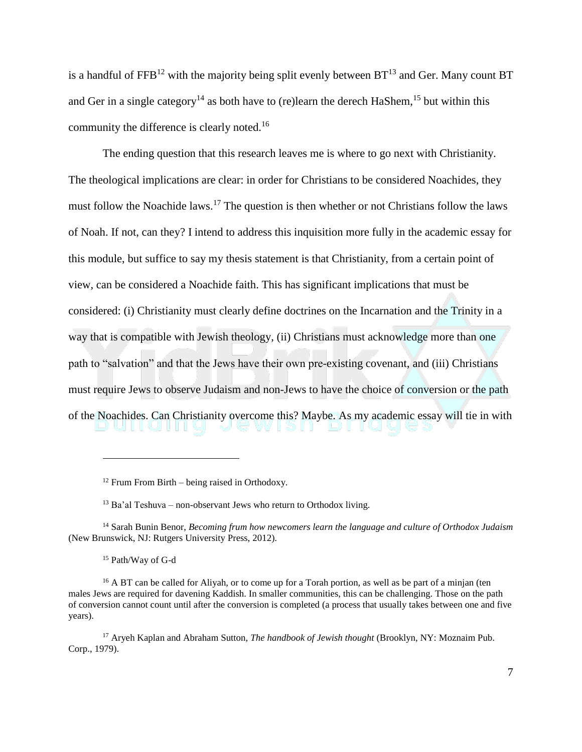is a handful of FFB[12] with the majority being split evenly between BT[13] and Ger. Many count BT and Ger in a single category[14] as both have to (re)learn the derech HaShem,[15] but within this community the difference is clearly noted.[16]

The ending question that this research leaves me is where to go next with Christianity. The theological implications are clear: in order for Christians to be considered Noachides, they must follow the Noachide laws.[17] The question is then whether or not Christians follow the laws of Noah. If not, can they? I intend to address this inquisition more fully in the academic essay for this module, but suffice to say my thesis statement is that Christianity, from a certain point of view, can be considered a Noachide faith. This has significant implications that must be considered: (i) Christianity must clearly define doctrines on the Incarnation and the Trinity in a way that is compatible with Jewish theology, (ii) Christians must acknowledge more than one path to "salvation" and that the Jews have their own pre-existing covenant, and (iii) Christians must require Jews to observe Judaism and non-Jews to have the choice of conversion or the path of the Noachides. Can Christianity overcome this? Maybe. As my academic essay will tie in with

---

[12] Frum From Birth – being raised in Orthodoxy.

[13] Ba'al Teshuva – non-observant Jews who return to Orthodox living.

[14] Sarah Bunin Benor, *Becoming frum how newcomers learn the language and culture of Orthodox Judaism* (New Brunswick, NJ: Rutgers University Press, 2012).

[15] Path/Way of G-d

[16] A BT can be called for Aliyah, or to come up for a Torah portion, as well as be part of a minjan (ten males Jews are required for davening Kaddish. In smaller communities, this can be challenging. Those on the path of conversion cannot count until after the conversion is completed (a process that usually takes between one and five years).

[17] Aryeh Kaplan and Abraham Sutton, *The handbook of Jewish thought* (Brooklyn, NY: Moznaim Pub. Corp., 1979).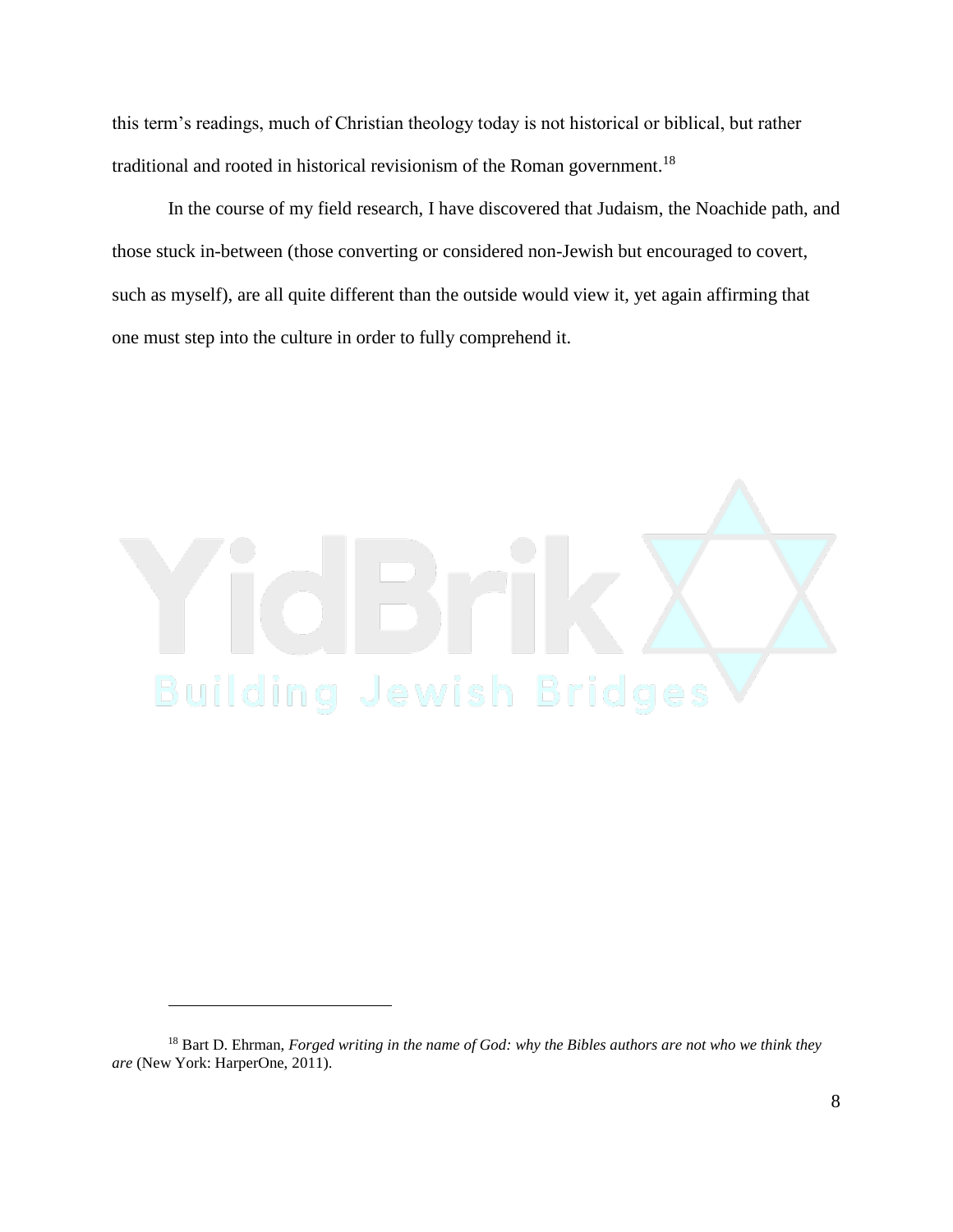this term's readings, much of Christian theology today is not historical or biblical, but rather traditional and rooted in historical revisionism of the Roman government.[18]

In the course of my field research, I have discovered that Judaism, the Noachide path, and those stuck in-between (those converting or considered non-Jewish but encouraged to covert, such as myself), are all quite different than the outside would view it, yet again affirming that one must step into the culture in order to fully comprehend it.

[18] Bart D. Ehrman, *Forged writing in the name of God: why the Bibles authors are not who we think they are* (New York: HarperOne, 2011).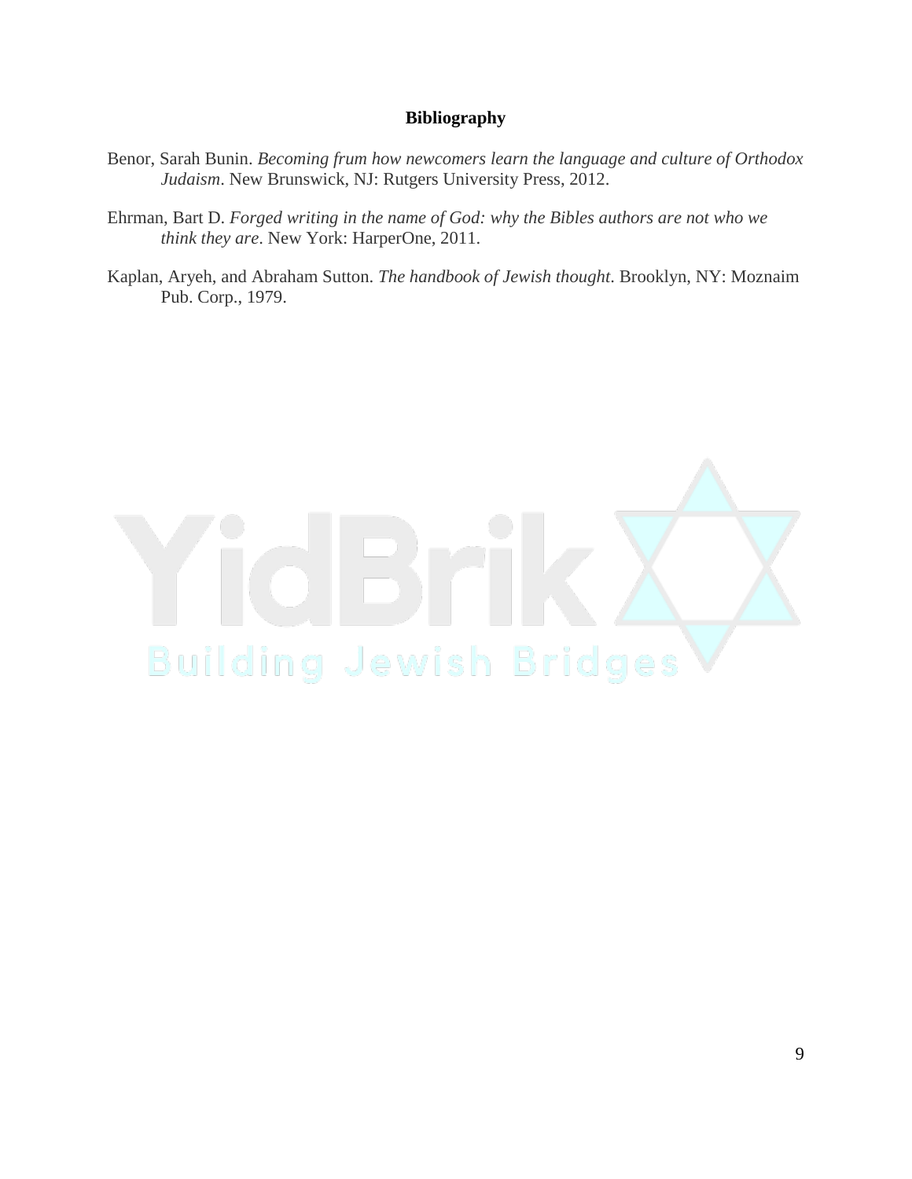## Bibliography

Benor, Sarah Bunin. *Becoming frum how newcomers learn the language and culture of Orthodox Judaism*. New Brunswick, NJ: Rutgers University Press, 2012.

Ehrman, Bart D. *Forged writing in the name of God: why the Bibles authors are not who we think they are*. New York: HarperOne, 2011.

Kaplan, Aryeh, and Abraham Sutton. *The handbook of Jewish thought*. Brooklyn, NY: Moznaim Pub. Corp., 1979.